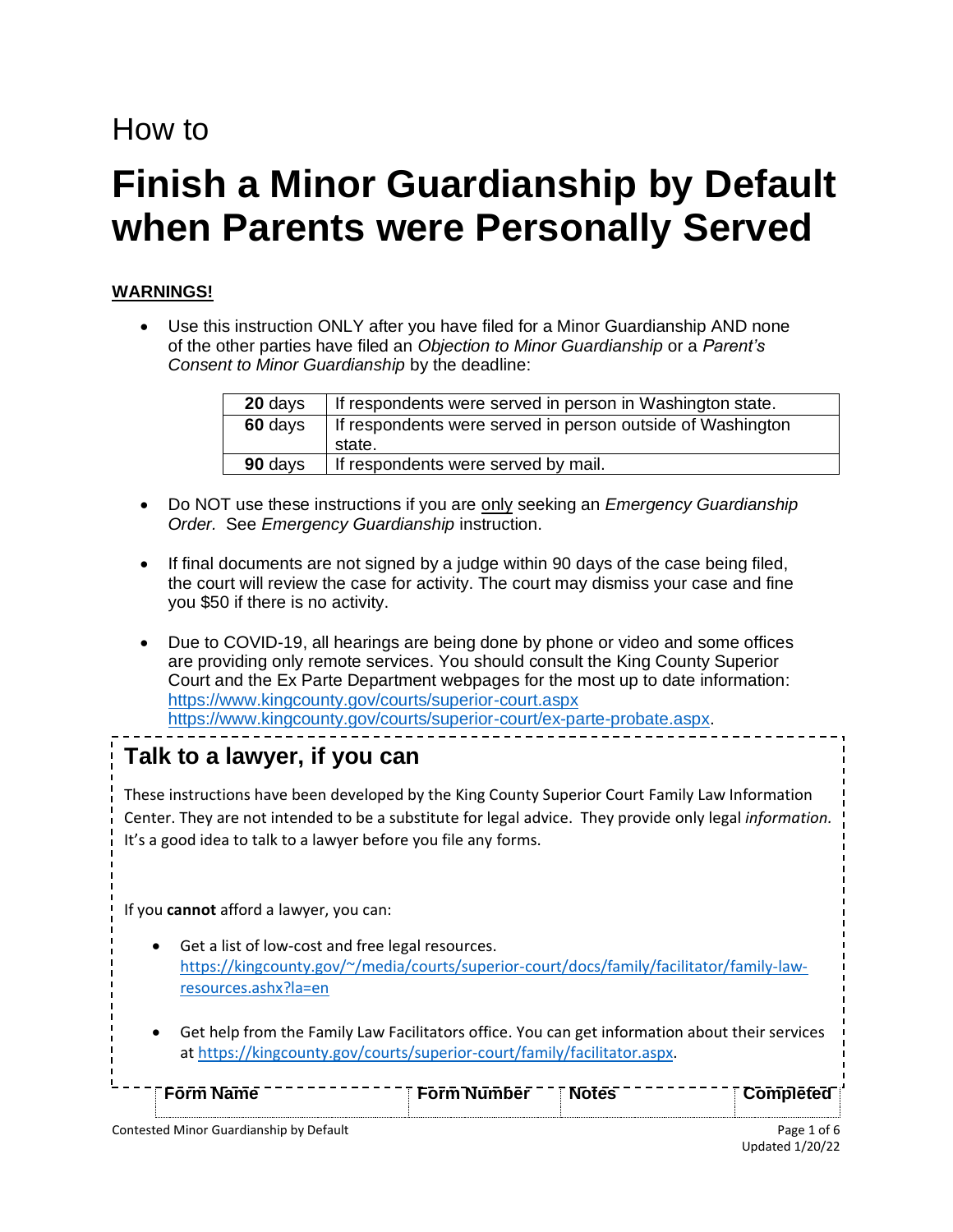How to

# Finish a Minor Guardianship by Default when Parents were Personally Served

**WARNINGS!**

- Use this instruction ONLY after you have filed for a Minor Guardianship AND none of the other parties have filed an *Objection to Minor Guardianship* or a *Parent's Consent to Minor Guardianship* by the deadline:

| | |
|---|---|
| **20** days | If respondents were served in person in Washington state. |
| **60** days | If respondents were served in person outside of Washington state. |
| **90** days | If respondents were served by mail. |

- Do NOT use these instructions if you are only seeking an *Emergency Guardianship Order.* See *Emergency Guardianship* instruction.

- If final documents are not signed by a judge within 90 days of the case being filed, the court will review the case for activity. The court may dismiss your case and fine you $50 if there is no activity.

- Due to COVID-19, all hearings are being done by phone or video and some offices are providing only remote services. You should consult the King County Superior Court and the Ex Parte Department webpages for the most up to date information: https://www.kingcounty.gov/courts/superior-court.aspx https://www.kingcounty.gov/courts/superior-court/ex-parte-probate.aspx.

## Talk to a lawyer, if you can

These instructions have been developed by the King County Superior Court Family Law Information Center. They are not intended to be a substitute for legal advice. They provide only legal *information.* It's a good idea to talk to a lawyer before you file any forms.

If you **cannot** afford a lawyer, you can:

- Get a list of low-cost and free legal resources. https://kingcounty.gov/~/media/courts/superior-court/docs/family/facilitator/family-law-resources.ashx?la=en

- Get help from the Family Law Facilitators office. You can get information about their services at https://kingcounty.gov/courts/superior-court/family/facilitator.aspx.

| Form Name | Form Number | Notes | Completed |
|---|---|---|---|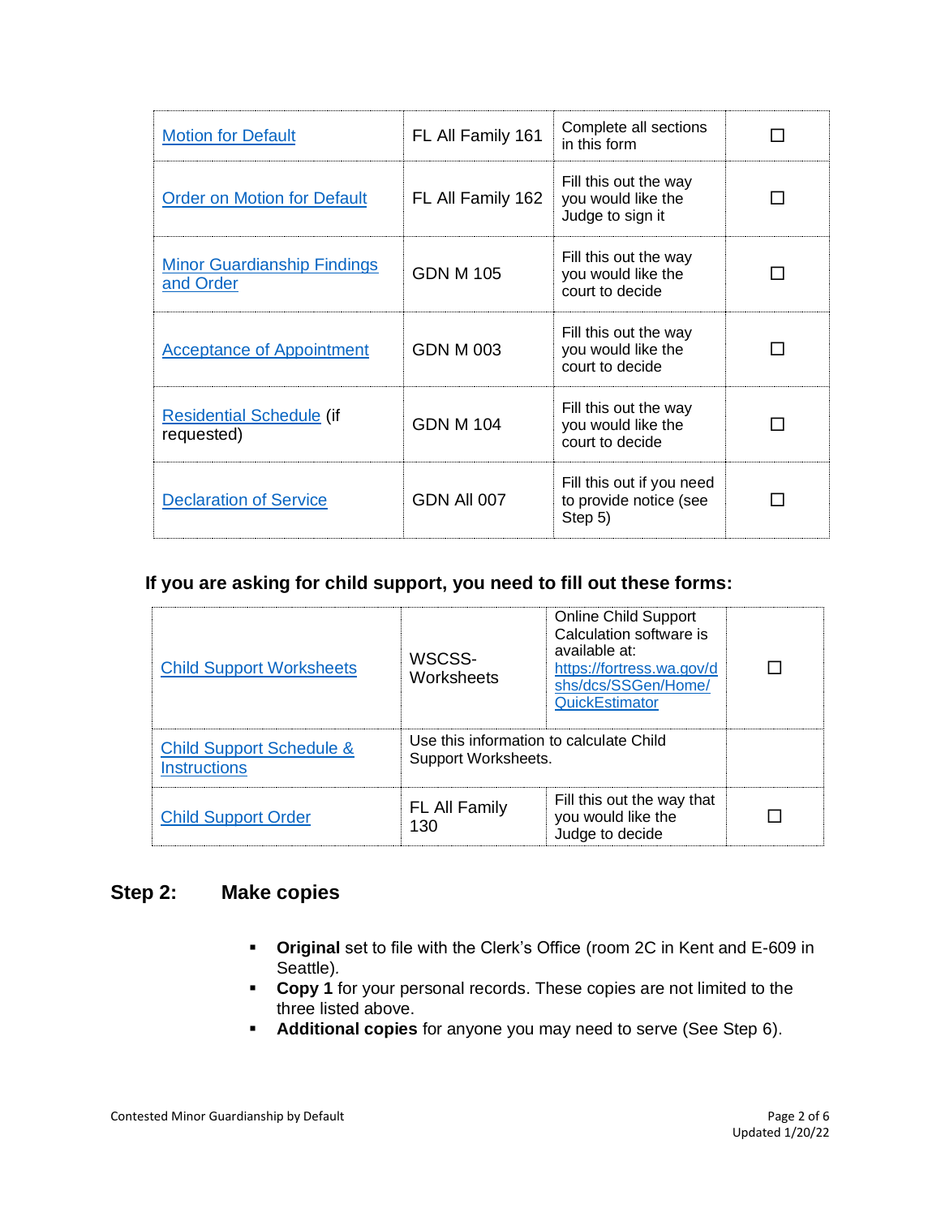| Motion for Default | FL All Family 161 | Complete all sections in this form | ☐ |
|---|---|---|---|
| Order on Motion for Default | FL All Family 162 | Fill this out the way you would like the Judge to sign it | ☐ |
| Minor Guardianship Findings and Order | GDN M 105 | Fill this out the way you would like the court to decide | ☐ |
| Acceptance of Appointment | GDN M 003 | Fill this out the way you would like the court to decide | ☐ |
| Residential Schedule (if requested) | GDN M 104 | Fill this out the way you would like the court to decide | ☐ |
| Declaration of Service | GDN All 007 | Fill this out if you need to provide notice (see Step 5) | ☐ |

**If you are asking for child support, you need to fill out these forms:**

| Child Support Worksheets | WSCSS-Worksheets | Online Child Support Calculation software is available at: https://fortress.wa.gov/dshs/dcs/SSGen/Home/QuickEstimator | ☐ |
|---|---|---|---|
| Child Support Schedule & Instructions | Use this information to calculate Child Support Worksheets. | | |
| Child Support Order | FL All Family 130 | Fill this out the way that you would like the Judge to decide | ☐ |

## Step 2: Make copies

- **Original** set to file with the Clerk's Office (room 2C in Kent and E-609 in Seattle).
- **Copy 1** for your personal records. These copies are not limited to the three listed above.
- **Additional copies** for anyone you may need to serve (See Step 6).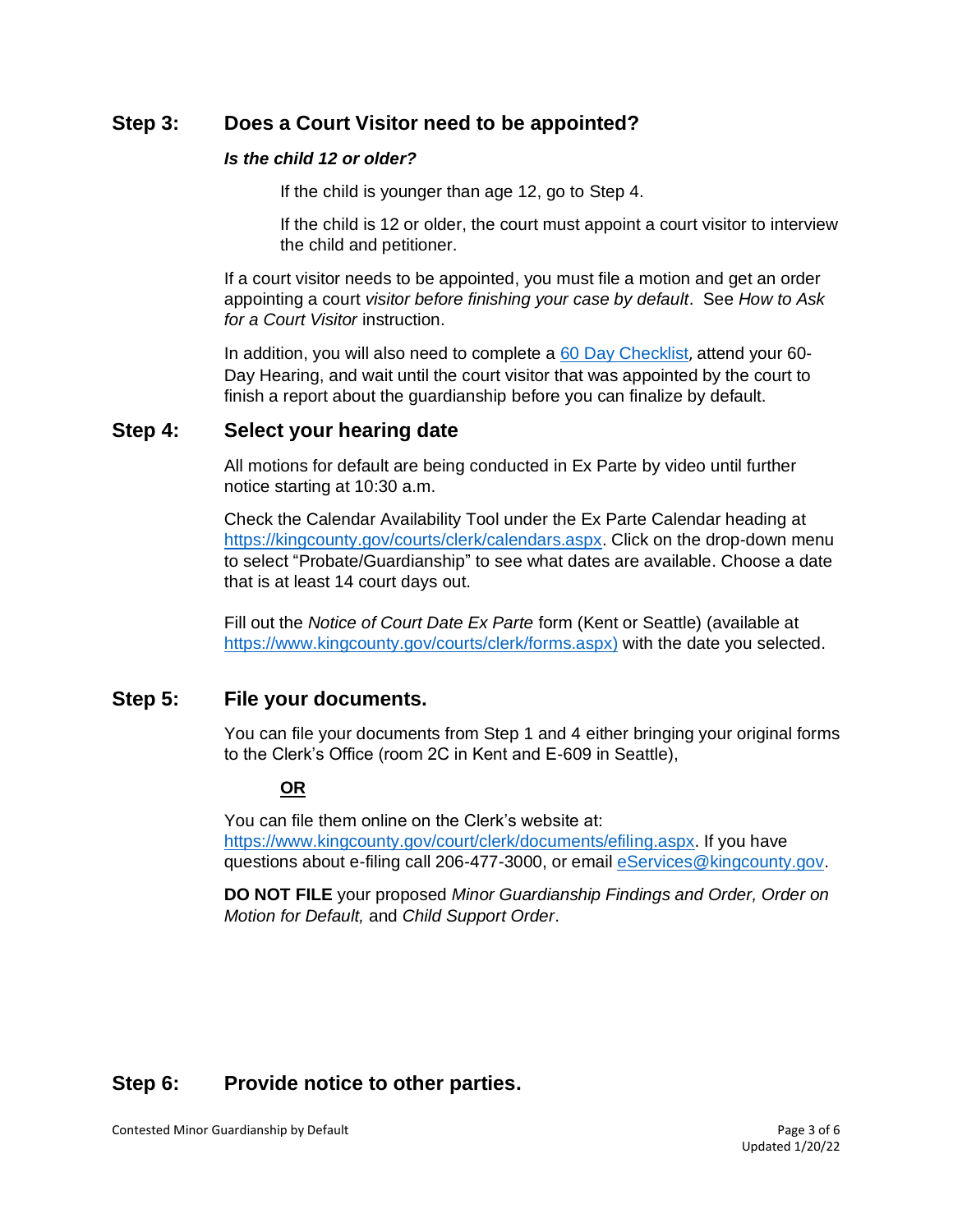## Step 3: Does a Court Visitor need to be appointed?

***Is the child 12 or older?***

If the child is younger than age 12, go to Step 4.

If the child is 12 or older, the court must appoint a court visitor to interview the child and petitioner.

If a court visitor needs to be appointed, you must file a motion and get an order appointing a court *visitor before finishing your case by default*. See *How to Ask for a Court Visitor* instruction.

In addition, you will also need to complete a [60 Day Checklist](60 Day Checklist)*,* attend your 60-Day Hearing, and wait until the court visitor that was appointed by the court to finish a report about the guardianship before you can finalize by default.

## Step 4: Select your hearing date

All motions for default are being conducted in Ex Parte by video until further notice starting at 10:30 a.m.

Check the Calendar Availability Tool under the Ex Parte Calendar heading at https://kingcounty.gov/courts/clerk/calendars.aspx. Click on the drop-down menu to select "Probate/Guardianship" to see what dates are available. Choose a date that is at least 14 court days out.

Fill out the *Notice of Court Date Ex Parte* form (Kent or Seattle) (available at https://www.kingcounty.gov/courts/clerk/forms.aspx) with the date you selected.

## Step 5: File your documents.

You can file your documents from Step 1 and 4 either bringing your original forms to the Clerk's Office (room 2C in Kent and E-609 in Seattle),

**OR**

You can file them online on the Clerk's website at: https://www.kingcounty.gov/court/clerk/documents/efiling.aspx. If you have questions about e-filing call 206-477-3000, or email eServices@kingcounty.gov.

**DO NOT FILE** your proposed *Minor Guardianship Findings and Order, Order on Motion for Default,* and *Child Support Order*.

## Step 6: Provide notice to other parties.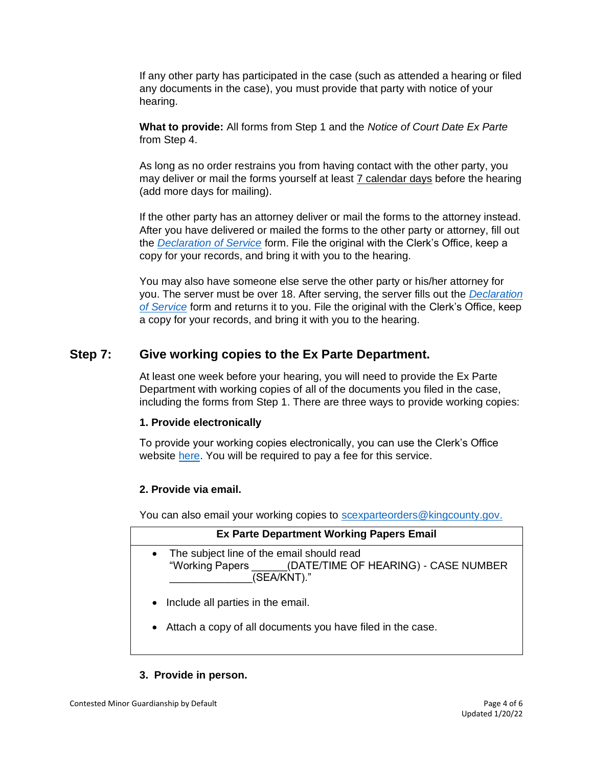If any other party has participated in the case (such as attended a hearing or filed any documents in the case), you must provide that party with notice of your hearing.

**What to provide:** All forms from Step 1 and the *Notice of Court Date Ex Parte* from Step 4.

As long as no order restrains you from having contact with the other party, you may deliver or mail the forms yourself at least 7 calendar days before the hearing (add more days for mailing).

If the other party has an attorney deliver or mail the forms to the attorney instead. After you have delivered or mailed the forms to the other party or attorney, fill out the *Declaration of Service* form. File the original with the Clerk's Office, keep a copy for your records, and bring it with you to the hearing.

You may also have someone else serve the other party or his/her attorney for you. The server must be over 18. After serving, the server fills out the *Declaration of Service* form and returns it to you. File the original with the Clerk's Office, keep a copy for your records, and bring it with you to the hearing.

## Step 7: Give working copies to the Ex Parte Department.

At least one week before your hearing, you will need to provide the Ex Parte Department with working copies of all of the documents you filed in the case, including the forms from Step 1. There are three ways to provide working copies:

**1. Provide electronically**

To provide your working copies electronically, you can use the Clerk's Office website here. You will be required to pay a fee for this service.

**2. Provide via email.**

You can also email your working copies to scexparteorders@kingcounty.gov.

| Ex Parte Department Working Papers Email |
|---|
| • The subject line of the email should read "Working Papers ______(DATE/TIME OF HEARING) - CASE NUMBER ______________(SEA/KNT)." <br> • Include all parties in the email. <br> • Attach a copy of all documents you have filed in the case. |

**3. Provide in person.**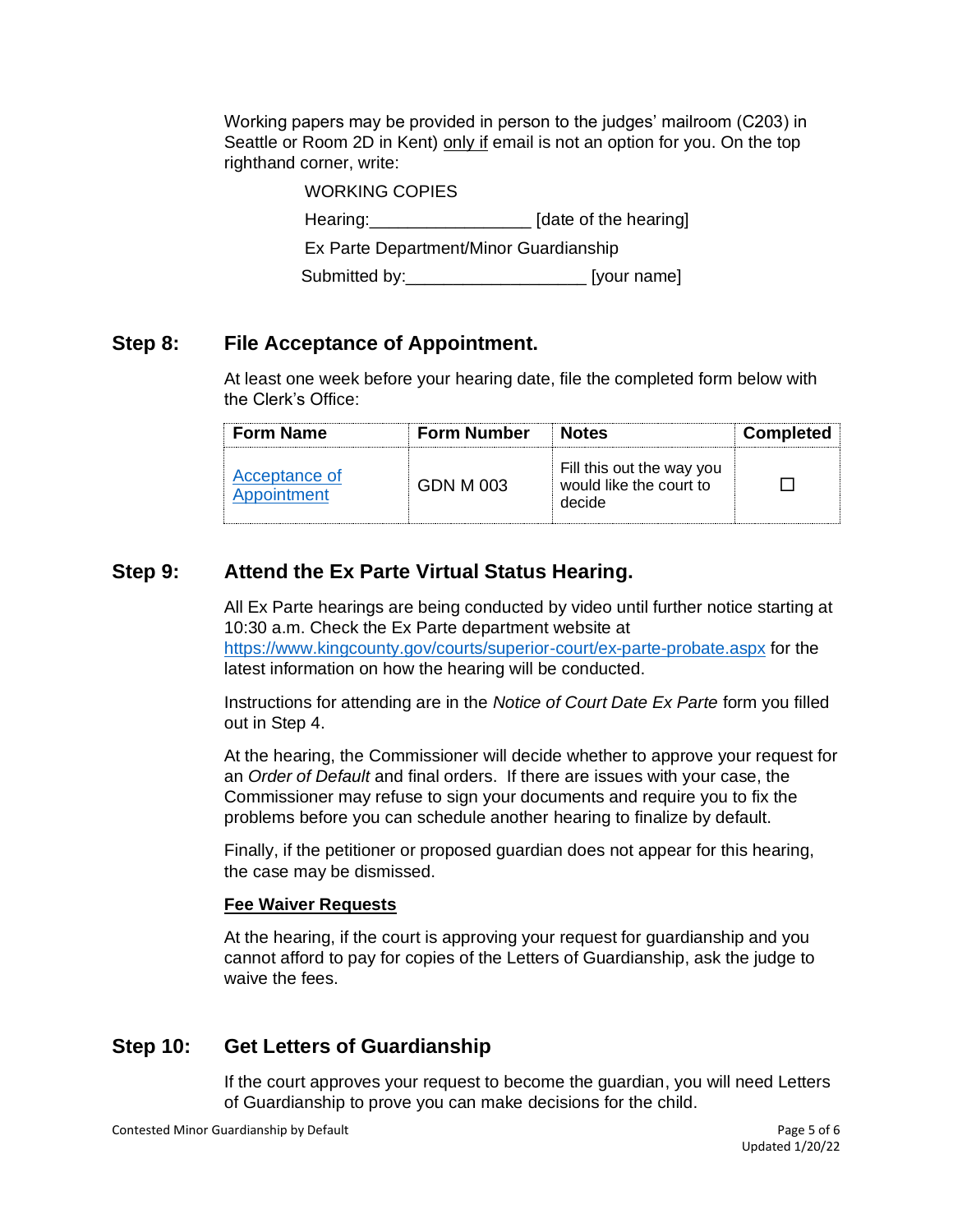Working papers may be provided in person to the judges' mailroom (C203) in Seattle or Room 2D in Kent) only if email is not an option for you. On the top righthand corner, write:

WORKING COPIES

Hearing:_________________ [date of the hearing]

Ex Parte Department/Minor Guardianship

Submitted by:___________________ [your name]

## Step 8: File Acceptance of Appointment.

At least one week before your hearing date, file the completed form below with the Clerk's Office:

| Form Name | Form Number | Notes | Completed |
|---|---|---|---|
| Acceptance of Appointment | GDN M 003 | Fill this out the way you would like the court to decide | ☐ |

## Step 9: Attend the Ex Parte Virtual Status Hearing.

All Ex Parte hearings are being conducted by video until further notice starting at 10:30 a.m. Check the Ex Parte department website at https://www.kingcounty.gov/courts/superior-court/ex-parte-probate.aspx for the latest information on how the hearing will be conducted.

Instructions for attending are in the *Notice of Court Date Ex Parte* form you filled out in Step 4.

At the hearing, the Commissioner will decide whether to approve your request for an *Order of Default* and final orders. If there are issues with your case, the Commissioner may refuse to sign your documents and require you to fix the problems before you can schedule another hearing to finalize by default.

Finally, if the petitioner or proposed guardian does not appear for this hearing, the case may be dismissed.

**Fee Waiver Requests**

At the hearing, if the court is approving your request for guardianship and you cannot afford to pay for copies of the Letters of Guardianship, ask the judge to waive the fees.

## Step 10: Get Letters of Guardianship

If the court approves your request to become the guardian, you will need Letters of Guardianship to prove you can make decisions for the child.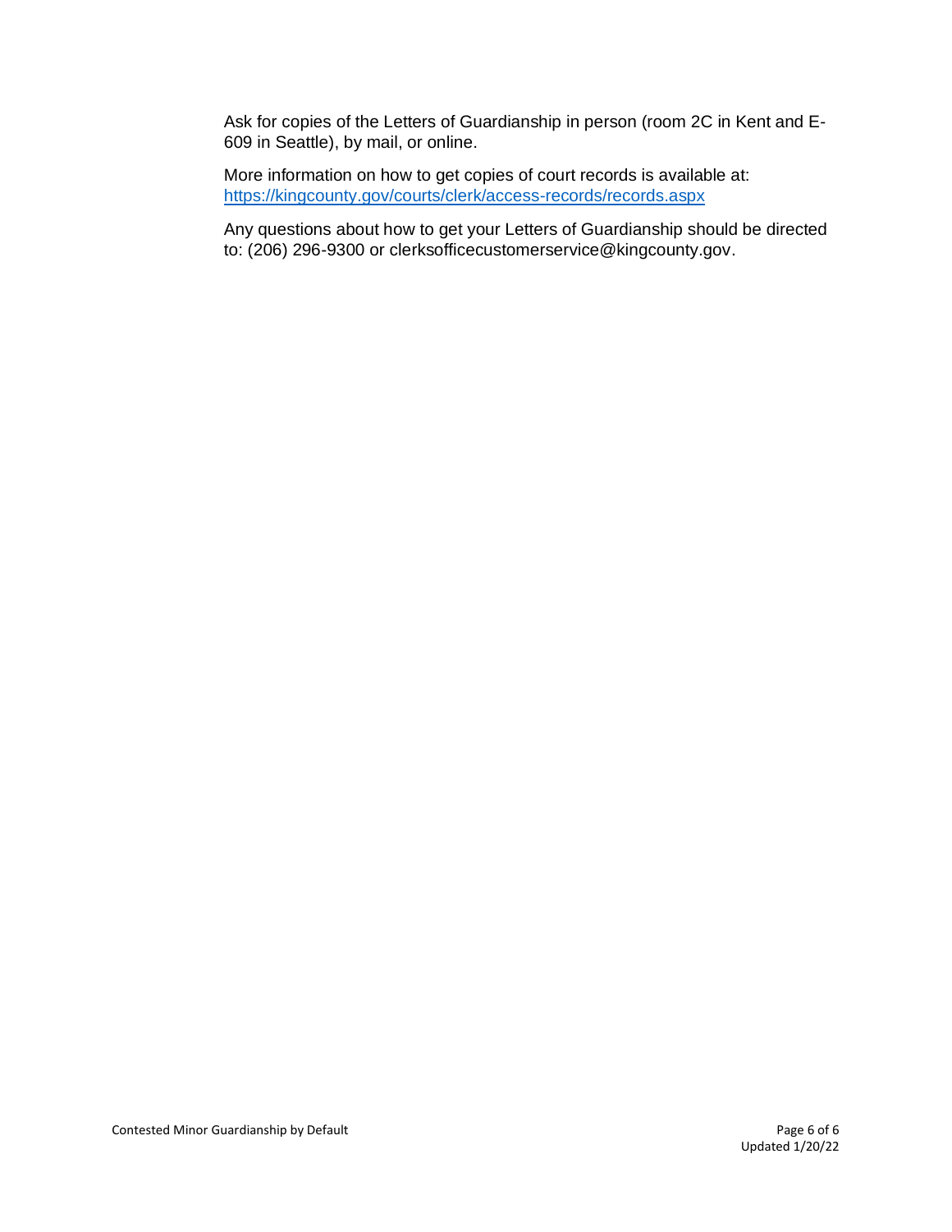Ask for copies of the Letters of Guardianship in person (room 2C in Kent and E-609 in Seattle), by mail, or online.

More information on how to get copies of court records is available at: https://kingcounty.gov/courts/clerk/access-records/records.aspx

Any questions about how to get your Letters of Guardianship should be directed to: (206) 296-9300 or clerksofficecustomerservice@kingcounty.gov.